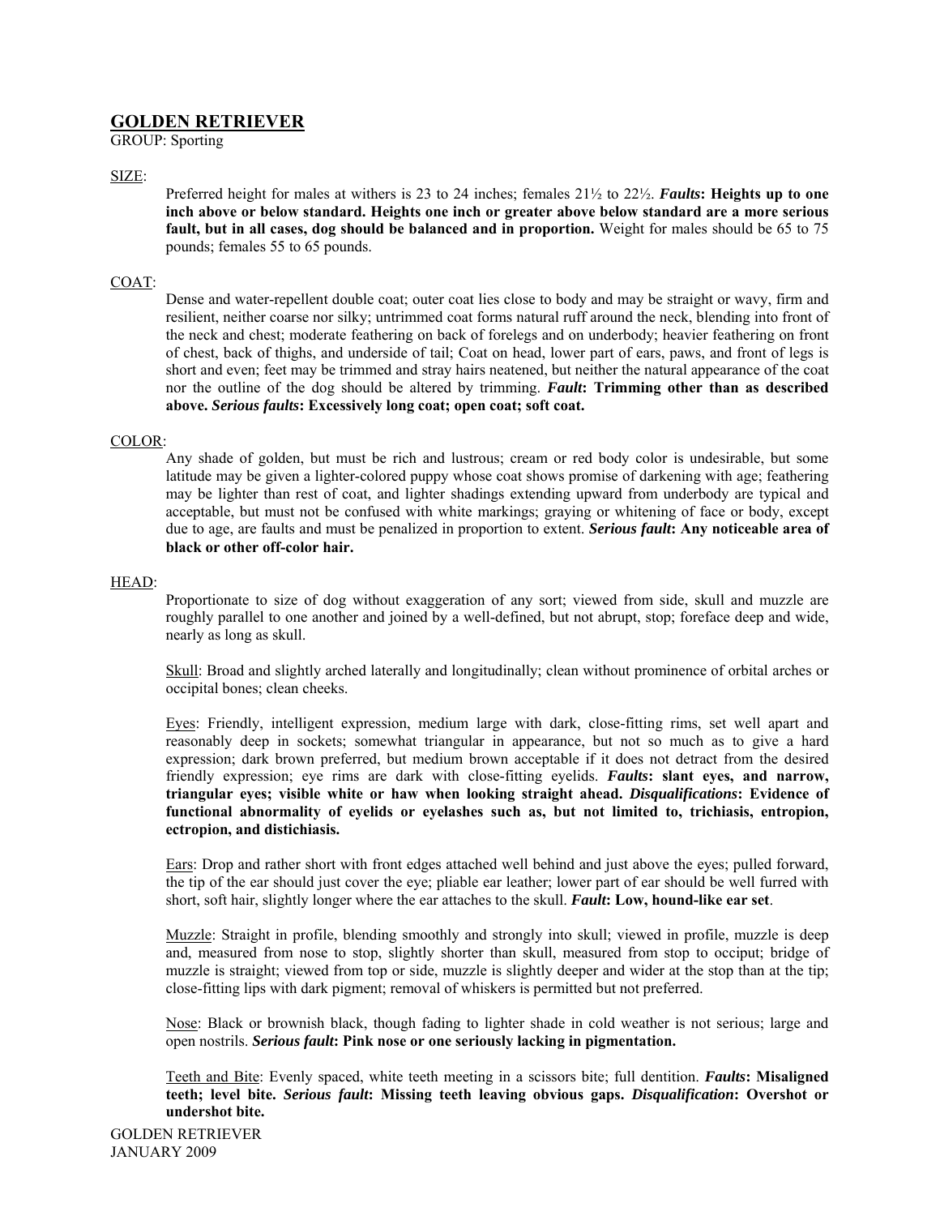# GOLDEN RETRIEVER

GROUP: Sporting

SIZE:

Preferred height for males at withers is 23 to 24 inches; females 21½ to 22½. ***Faults*: Heights up to one inch above or below standard. Heights one inch or greater above below standard are a more serious fault, but in all cases, dog should be balanced and in proportion.** Weight for males should be 65 to 75 pounds; females 55 to 65 pounds.

COAT:

Dense and water-repellent double coat; outer coat lies close to body and may be straight or wavy, firm and resilient, neither coarse nor silky; untrimmed coat forms natural ruff around the neck, blending into front of the neck and chest; moderate feathering on back of forelegs and on underbody; heavier feathering on front of chest, back of thighs, and underside of tail; Coat on head, lower part of ears, paws, and front of legs is short and even; feet may be trimmed and stray hairs neatened, but neither the natural appearance of the coat nor the outline of the dog should be altered by trimming. ***Fault*: Trimming other than as described above. *Serious faults*: Excessively long coat; open coat; soft coat.**

COLOR:

Any shade of golden, but must be rich and lustrous; cream or red body color is undesirable, but some latitude may be given a lighter-colored puppy whose coat shows promise of darkening with age; feathering may be lighter than rest of coat, and lighter shadings extending upward from underbody are typical and acceptable, but must not be confused with white markings; graying or whitening of face or body, except due to age, are faults and must be penalized in proportion to extent. ***Serious fault*: Any noticeable area of black or other off-color hair.**

HEAD:

Proportionate to size of dog without exaggeration of any sort; viewed from side, skull and muzzle are roughly parallel to one another and joined by a well-defined, but not abrupt, stop; foreface deep and wide, nearly as long as skull.

Skull: Broad and slightly arched laterally and longitudinally; clean without prominence of orbital arches or occipital bones; clean cheeks.

Eyes: Friendly, intelligent expression, medium large with dark, close-fitting rims, set well apart and reasonably deep in sockets; somewhat triangular in appearance, but not so much as to give a hard expression; dark brown preferred, but medium brown acceptable if it does not detract from the desired friendly expression; eye rims are dark with close-fitting eyelids. ***Faults*: slant eyes, and narrow, triangular eyes; visible white or haw when looking straight ahead. *Disqualifications*: Evidence of functional abnormality of eyelids or eyelashes such as, but not limited to, trichiasis, entropion, ectropion, and distichiasis.**

Ears: Drop and rather short with front edges attached well behind and just above the eyes; pulled forward, the tip of the ear should just cover the eye; pliable ear leather; lower part of ear should be well furred with short, soft hair, slightly longer where the ear attaches to the skull. ***Fault*: Low, hound-like ear set**.

Muzzle: Straight in profile, blending smoothly and strongly into skull; viewed in profile, muzzle is deep and, measured from nose to stop, slightly shorter than skull, measured from stop to occiput; bridge of muzzle is straight; viewed from top or side, muzzle is slightly deeper and wider at the stop than at the tip; close-fitting lips with dark pigment; removal of whiskers is permitted but not preferred.

Nose: Black or brownish black, though fading to lighter shade in cold weather is not serious; large and open nostrils. ***Serious fault*: Pink nose or one seriously lacking in pigmentation.**

Teeth and Bite: Evenly spaced, white teeth meeting in a scissors bite; full dentition. ***Faults*: Misaligned teeth; level bite. *Serious fault*: Missing teeth leaving obvious gaps. *Disqualification*: Overshot or undershot bite.**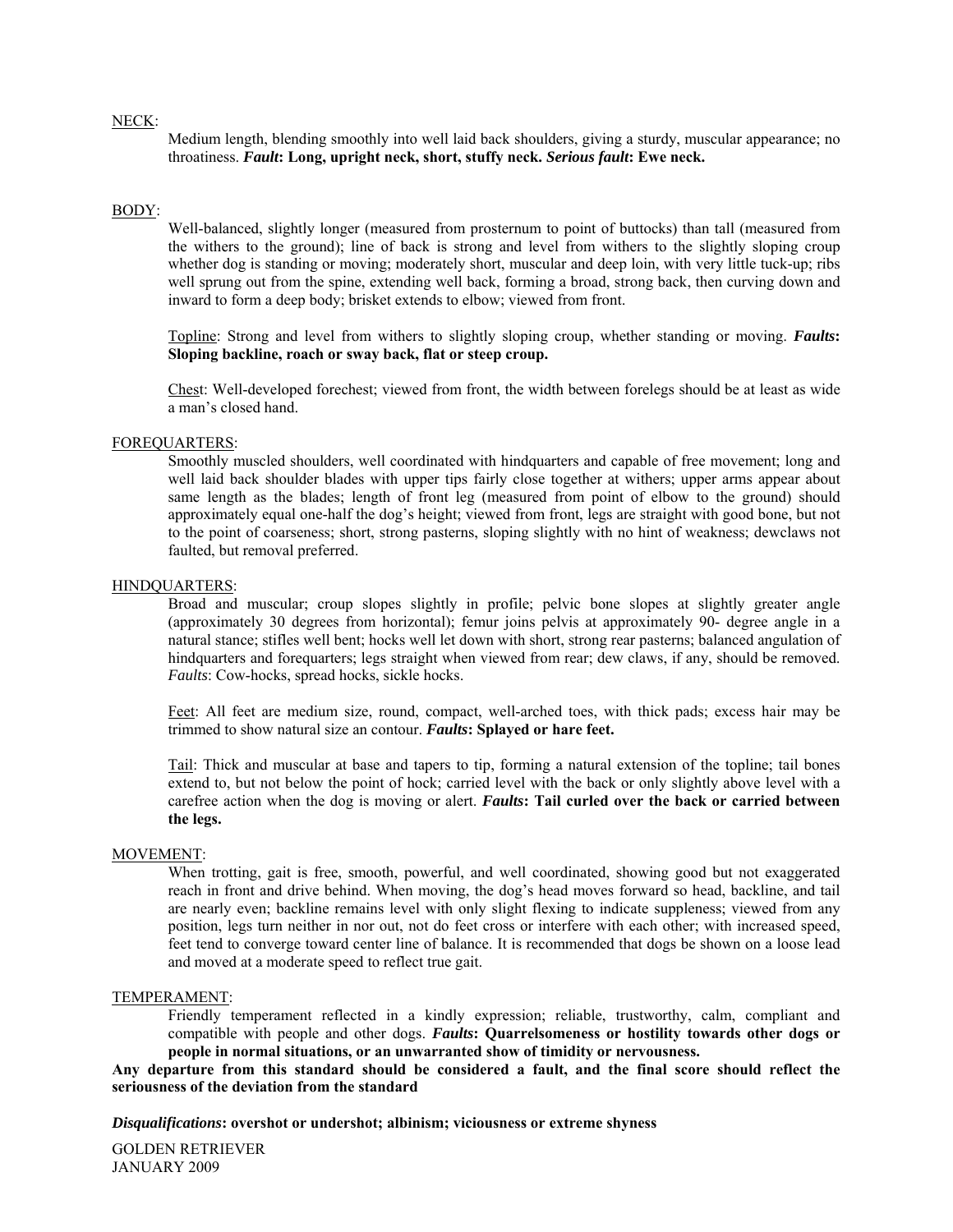NECK:

Medium length, blending smoothly into well laid back shoulders, giving a sturdy, muscular appearance; no throatiness. ***Fault*: Long, upright neck, short, stuffy neck. *Serious fault*: Ewe neck.**

BODY:

Well-balanced, slightly longer (measured from prosternum to point of buttocks) than tall (measured from the withers to the ground); line of back is strong and level from withers to the slightly sloping croup whether dog is standing or moving; moderately short, muscular and deep loin, with very little tuck-up; ribs well sprung out from the spine, extending well back, forming a broad, strong back, then curving down and inward to form a deep body; brisket extends to elbow; viewed from front.

Topline: Strong and level from withers to slightly sloping croup, whether standing or moving. ***Faults*: Sloping backline, roach or sway back, flat or steep croup.**

Chest: Well-developed forechest; viewed from front, the width between forelegs should be at least as wide a man's closed hand.

FOREQUARTERS:

Smoothly muscled shoulders, well coordinated with hindquarters and capable of free movement; long and well laid back shoulder blades with upper tips fairly close together at withers; upper arms appear about same length as the blades; length of front leg (measured from point of elbow to the ground) should approximately equal one-half the dog's height; viewed from front, legs are straight with good bone, but not to the point of coarseness; short, strong pasterns, sloping slightly with no hint of weakness; dewclaws not faulted, but removal preferred.

HINDQUARTERS:

Broad and muscular; croup slopes slightly in profile; pelvic bone slopes at slightly greater angle (approximately 30 degrees from horizontal); femur joins pelvis at approximately 90- degree angle in a natural stance; stifles well bent; hocks well let down with short, strong rear pasterns; balanced angulation of hindquarters and forequarters; legs straight when viewed from rear; dew claws, if any, should be removed. *Faults*: Cow-hocks, spread hocks, sickle hocks.

Feet: All feet are medium size, round, compact, well-arched toes, with thick pads; excess hair may be trimmed to show natural size an contour. ***Faults*: Splayed or hare feet.**

Tail: Thick and muscular at base and tapers to tip, forming a natural extension of the topline; tail bones extend to, but not below the point of hock; carried level with the back or only slightly above level with a carefree action when the dog is moving or alert. ***Faults*: Tail curled over the back or carried between the legs.**

MOVEMENT:

When trotting, gait is free, smooth, powerful, and well coordinated, showing good but not exaggerated reach in front and drive behind. When moving, the dog's head moves forward so head, backline, and tail are nearly even; backline remains level with only slight flexing to indicate suppleness; viewed from any position, legs turn neither in nor out, not do feet cross or interfere with each other; with increased speed, feet tend to converge toward center line of balance. It is recommended that dogs be shown on a loose lead and moved at a moderate speed to reflect true gait.

TEMPERAMENT:

Friendly temperament reflected in a kindly expression; reliable, trustworthy, calm, compliant and compatible with people and other dogs. ***Faults*: Quarrelsomeness or hostility towards other dogs or people in normal situations, or an unwarranted show of timidity or nervousness.**

**Any departure from this standard should be considered a fault, and the final score should reflect the seriousness of the deviation from the standard**

***Disqualifications*: overshot or undershot; albinism; viciousness or extreme shyness**

GOLDEN RETRIEVER
JANUARY 2009